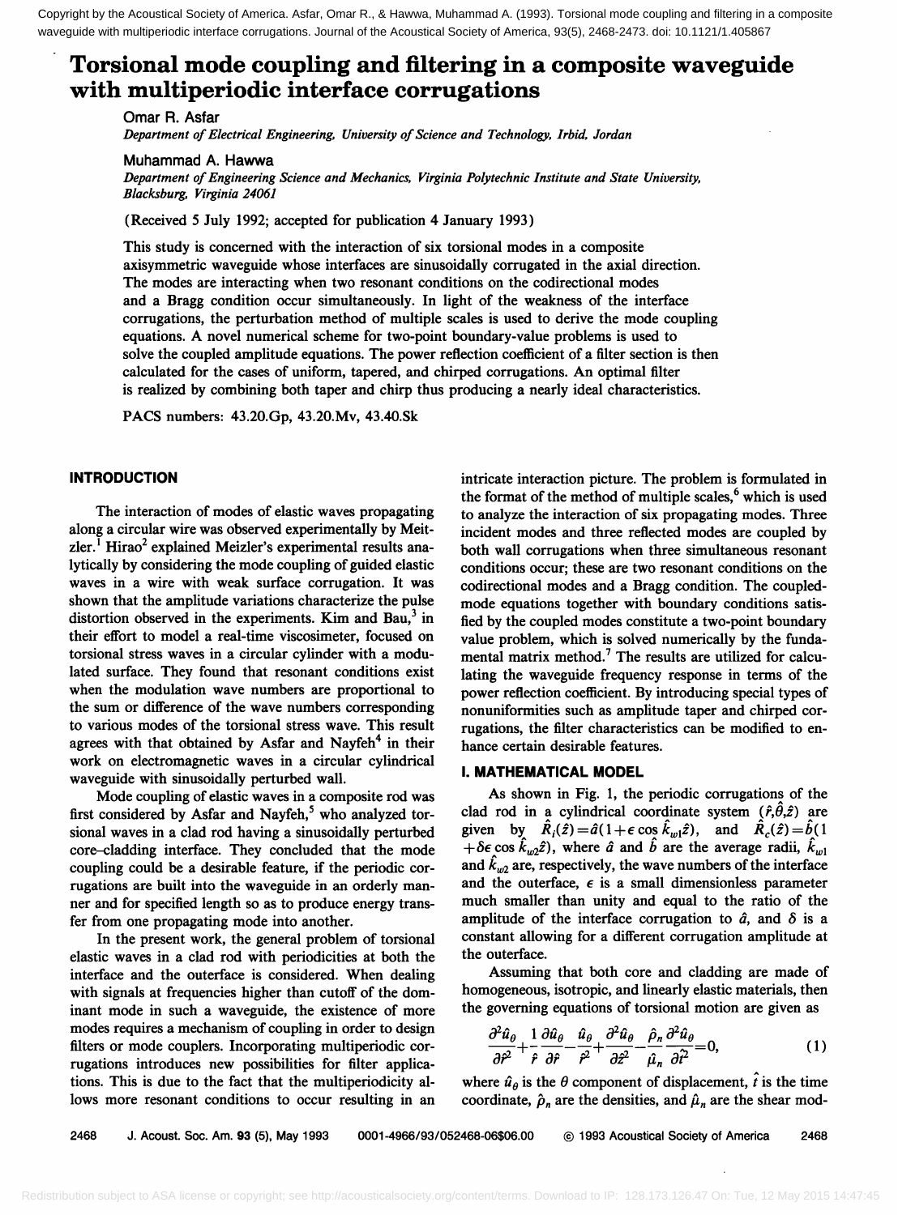# Torsional mode coupling and filtering in a composite waveguide with multiperiodic interface corrugations

Omar R. Asfar

*Department of Electrical Engineering, University of Science and Technology, Irbid, Jordan*

Muhammad A. Hawwa

*Department of Engineering Science and Mechanics, Virginia Polytechnic Institute and State University, Blacksburg, Virginia 24061*

(Received 5 July 1992; accepted for publication 4 January 1993)

This study is concerned with the interaction of six torsional modes in a composite axisymmetric waveguide whose interfaces are sinusoidally corrugated in the axial direction. The modes are interacting when two resonant conditions on the codirectional modes and a Bragg condition occur simultaneously. In light of the weakness of the interface corrugations, the perturbation method of multiple scales is used to derive the mode coupling equations. A novel numerical scheme for two-point boundary-value problems is used to solve the coupled amplitude equations. The power reflection coefficient of a filter section is then calculated for the cases of uniform, tapered, and chirped corrugations. An optimal filter is realized by combining both taper and chirp thus producing a nearly ideal characteristics.

PACS numbers: 43.20.Gp, 43.20.Mv, 43.40.Sk

## INTRODUCTION

The interaction of modes of elastic waves propagating along a circular wire was observed experimentally by Meitzler.[1] Hirao[2] explained Meizler's experimental results analytically by considering the mode coupling of guided elastic waves in a wire with weak surface corrugation. It was shown that the amplitude variations characterize the pulse distortion observed in the experiments. Kim and Bau,[3] in their effort to model a real-time viscosimeter, focused on torsional stress waves in a circular cylinder with a modulated surface. They found that resonant conditions exist when the modulation wave numbers are proportional to the sum or difference of the wave numbers corresponding to various modes of the torsional stress wave. This result agrees with that obtained by Asfar and Nayfeh[4] in their work on electromagnetic waves in a circular cylindrical waveguide with sinusoidally perturbed wall.

Mode coupling of elastic waves in a composite rod was first considered by Asfar and Nayfeh,[5] who analyzed torsional waves in a clad rod having a sinusoidally perturbed core–cladding interface. They concluded that the mode coupling could be a desirable feature, if the periodic corrugations are built into the waveguide in an orderly manner and for specified length so as to produce energy transfer from one propagating mode into another.

In the present work, the general problem of torsional elastic waves in a clad rod with periodicities at both the interface and the outerface is considered. When dealing with signals at frequencies higher than cutoff of the dominant mode in such a waveguide, the existence of more modes requires a mechanism of coupling in order to design filters or mode couplers. Incorporating multiperiodic corrugations introduces new possibilities for filter applications. This is due to the fact that the multiperiodicity allows more resonant conditions to occur resulting in an intricate interaction picture. The problem is formulated in the format of the method of multiple scales,[6] which is used to analyze the interaction of six propagating modes. Three incident modes and three reflected modes are coupled by both wall corrugations when three simultaneous resonant conditions occur; these are two resonant conditions on the codirectional modes and a Bragg condition. The coupled-mode equations together with boundary conditions satisfied by the coupled modes constitute a two-point boundary value problem, which is solved numerically by the fundamental matrix method.[7] The results are utilized for calculating the waveguide frequency response in terms of the power reflection coefficient. By introducing special types of nonuniformities such as amplitude taper and chirped corrugations, the filter characteristics can be modified to enhance certain desirable features.

## I. MATHEMATICAL MODEL

As shown in Fig. 1, the periodic corrugations of the clad rod in a cylindrical coordinate system $(\hat{r},\hat{\theta},\hat{z})$ are given by $\hat{R}_i(\hat{z})=\hat{a}(1+\epsilon\cos\hat{k}_{w1}\hat{z})$, and $\hat{R}_c(\hat{z})=\hat{b}(1+\delta\epsilon\cos\hat{k}_{w2}\hat{z})$, where $\hat{a}$ and $\hat{b}$ are the average radii, $\hat{k}_{w1}$ and $\hat{k}_{w2}$ are, respectively, the wave numbers of the interface and the outerface, $\epsilon$ is a small dimensionless parameter much smaller than unity and equal to the ratio of the amplitude of the interface corrugation to $\hat{a}$, and $\delta$ is a constant allowing for a different corrugation amplitude at the outerface.

Assuming that both core and cladding are made of homogeneous, isotropic, and linearly elastic materials, then the governing equations of torsional motion are given as

$$\frac{\partial^2\hat{u}_\theta}{\partial\hat{r}^2}+\frac{1}{\hat{r}}\frac{\partial\hat{u}_\theta}{\partial\hat{r}}-\frac{\hat{u}_\theta}{\hat{r}^2}+\frac{\partial^2\hat{u}_\theta}{\partial\hat{z}^2}-\frac{\hat{\rho}_n}{\hat{\mu}_n}\frac{\partial^2\hat{u}_\theta}{\partial\hat{t}^2}=0, \tag{1}$$

where $\hat{u}_\theta$ is the $\theta$ component of displacement, $\hat{t}$ is the time coordinate, $\hat{\rho}_n$ are the densities, and $\hat{\mu}_n$ are the shear mod-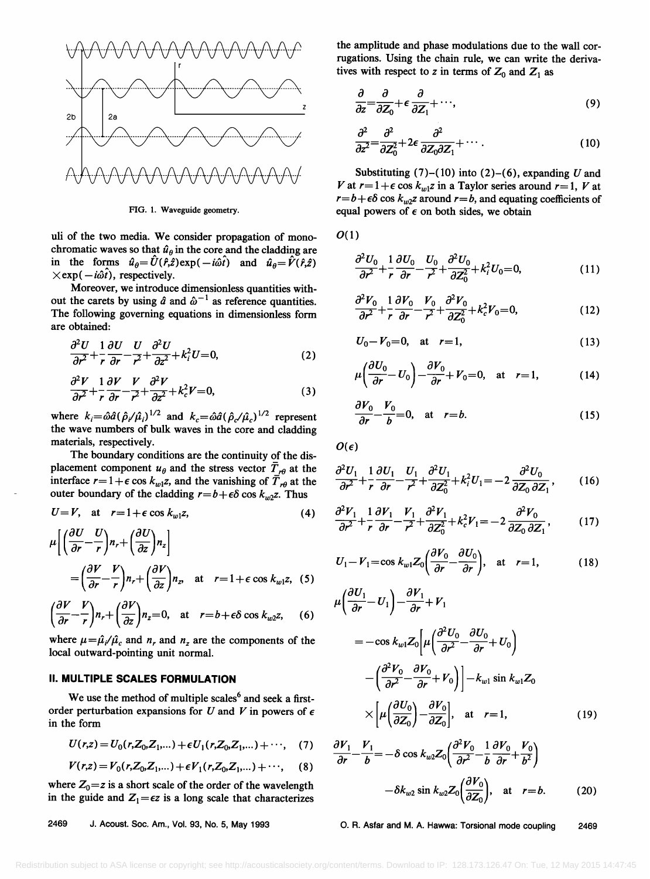FIG. 1. Waveguide geometry.

uli of the two media. We consider propagation of monochromatic waves so that $\hat{u}_\theta$ in the core and the cladding are in the forms $\hat{u}_\theta = \hat{U}(\hat{r},\hat{z})\exp(-i\hat{\omega}\hat{t})$ and $\hat{u}_\theta = \hat{V}(\hat{r},\hat{z}) \times \exp(-i\hat{\omega}\hat{t})$, respectively.

Moreover, we introduce dimensionless quantities without the carets by using $\hat{a}$ and $\hat{\omega}^{-1}$ as reference quantities. The following governing equations in dimensionless form are obtained:

$$\frac{\partial^2 U}{\partial r^2} + \frac{1}{r}\frac{\partial U}{\partial r} - \frac{U}{r^2} + \frac{\partial^2 U}{\partial z^2} + k_i^2 U = 0, \tag{2}$$

$$\frac{\partial^2 V}{\partial r^2} + \frac{1}{r}\frac{\partial V}{\partial r} - \frac{V}{r^2} + \frac{\partial^2 V}{\partial z^2} + k_c^2 V = 0, \tag{3}$$

where $k_i = \hat{\omega}\hat{a}(\hat{\rho}_i/\hat{\mu}_i)^{1/2}$ and $k_c = \hat{\omega}\hat{a}(\hat{\rho}_c/\hat{\mu}_c)^{1/2}$ represent the wave numbers of bulk waves in the core and cladding materials, respectively.

The boundary conditions are the continuity of the displacement component $u_\theta$ and the stress vector $\bar{T}_{r\theta}$ at the interface $r = 1 + \epsilon \cos k_{w1} z$, and the vanishing of $\bar{T}_{r\theta}$ at the outer boundary of the cladding $r = b + \epsilon\delta \cos k_{w2} z$. Thus

$$U = V, \quad \text{at} \quad r = 1 + \epsilon \cos k_{w1} z, \tag{4}$$

$$\mu\left[\left(\frac{\partial U}{\partial r} - \frac{U}{r}\right)n_r + \left(\frac{\partial U}{\partial z}\right)n_z\right] = \left(\frac{\partial V}{\partial r} - \frac{V}{r}\right)n_r + \left(\frac{\partial V}{\partial z}\right)n_z, \quad \text{at} \quad r = 1 + \epsilon \cos k_{w1} z, \tag{5}$$

$$\left(\frac{\partial V}{\partial r} - \frac{V}{r}\right)n_r + \left(\frac{\partial V}{\partial z}\right)n_z = 0, \quad \text{at} \quad r = b + \epsilon\delta \cos k_{w2} z, \tag{6}$$

where $\mu = \hat{\mu}_i/\hat{\mu}_c$ and $n_r$ and $n_z$ are the components of the local outward-pointing unit normal.

## II. MULTIPLE SCALES FORMULATION

We use the method of multiple scales[6] and seek a first-order perturbation expansions for $U$ and $V$ in powers of $\epsilon$ in the form

$$U(r,z) = U_0(r,Z_0,Z_1,\ldots) + \epsilon U_1(r,Z_0,Z_1,\ldots) + \cdots, \tag{7}$$

$$V(r,z) = V_0(r,Z_0,Z_1,\ldots) + \epsilon V_1(r,Z_0,Z_1,\ldots) + \cdots, \tag{8}$$

where $Z_0 = z$ is a short scale of the order of the wavelength in the guide and $Z_1 = \epsilon z$ is a long scale that characterizes the amplitude and phase modulations due to the wall corrugations. Using the chain rule, we can write the derivatives with respect to $z$ in terms of $Z_0$ and $Z_1$ as

$$\frac{\partial}{\partial z} = \frac{\partial}{\partial Z_0} + \epsilon \frac{\partial}{\partial Z_1} + \cdots, \tag{9}$$

$$\frac{\partial^2}{\partial z^2} = \frac{\partial^2}{\partial Z_0^2} + 2\epsilon \frac{\partial^2}{\partial Z_0 \partial Z_1} + \cdots. \tag{10}$$

Substituting (7)–(10) into (2)–(6), expanding $U$ and $V$ at $r = 1 + \epsilon \cos k_{w1} z$ in a Taylor series around $r = 1$, $V$ at $r = b + \epsilon\delta \cos k_{w2} z$ around $r = b$, and equating coefficients of equal powers of $\epsilon$ on both sides, we obtain

$O(1)$

$$\frac{\partial^2 U_0}{\partial r^2} + \frac{1}{r}\frac{\partial U_0}{\partial r} - \frac{U_0}{r^2} + \frac{\partial^2 U_0}{\partial Z_0^2} + k_i^2 U_0 = 0, \tag{11}$$

$$\frac{\partial^2 V_0}{\partial r^2} + \frac{1}{r}\frac{\partial V_0}{\partial r} - \frac{V_0}{r^2} + \frac{\partial^2 V_0}{\partial Z_0^2} + k_c^2 V_0 = 0, \tag{12}$$

$$U_0 - V_0 = 0, \quad \text{at} \quad r = 1, \tag{13}$$

$$\mu\left(\frac{\partial U_0}{\partial r} - U_0\right) - \frac{\partial V_0}{\partial r} + V_0 = 0, \quad \text{at} \quad r = 1, \tag{14}$$

$$\frac{\partial V_0}{\partial r} - \frac{V_0}{b} = 0, \quad \text{at} \quad r = b. \tag{15}$$

$O(\epsilon)$

$$\frac{\partial^2 U_1}{\partial r^2} + \frac{1}{r}\frac{\partial U_1}{\partial r} - \frac{U_1}{r^2} + \frac{\partial^2 U_1}{\partial Z_0^2} + k_i^2 U_1 = -2\frac{\partial^2 U_0}{\partial Z_0 \partial Z_1}, \tag{16}$$

$$\frac{\partial^2 V_1}{\partial r^2} + \frac{1}{r}\frac{\partial V_1}{\partial r} - \frac{V_1}{r^2} + \frac{\partial^2 V_1}{\partial Z_0^2} + k_c^2 V_1 = -2\frac{\partial^2 V_0}{\partial Z_0 \partial Z_1}, \tag{17}$$

$$U_1 - V_1 = \cos k_{w1} Z_0 \left(\frac{\partial V_0}{\partial r} - \frac{\partial U_0}{\partial r}\right), \quad \text{at} \quad r = 1, \tag{18}$$

$$\mu\left(\frac{\partial U_1}{\partial r} - U_1\right) - \frac{\partial V_1}{\partial r} + V_1 = -\cos k_{w1} Z_0 \left[\mu\left(\frac{\partial^2 U_0}{\partial r^2} - \frac{\partial U_0}{\partial r} + U_0\right) - \left(\frac{\partial^2 V_0}{\partial r^2} - \frac{\partial V_0}{\partial r} + V_0\right)\right] - k_{w1} \sin k_{w1} Z_0 \times \left[\mu\left(\frac{\partial U_0}{\partial Z_0}\right) - \frac{\partial V_0}{\partial Z_0}\right], \quad \text{at} \quad r = 1, \tag{19}$$

$$\frac{\partial V_1}{\partial r} - \frac{V_1}{b} = -\delta \cos k_{w2} Z_0 \left(\frac{\partial^2 V_0}{\partial r^2} - \frac{1}{b}\frac{\partial V_0}{\partial r} + \frac{V_0}{b^2}\right) - \delta k_{w2} \sin k_{w2} Z_0 \left(\frac{\partial V_0}{\partial Z_0}\right), \quad \text{at} \quad r = b. \tag{20}$$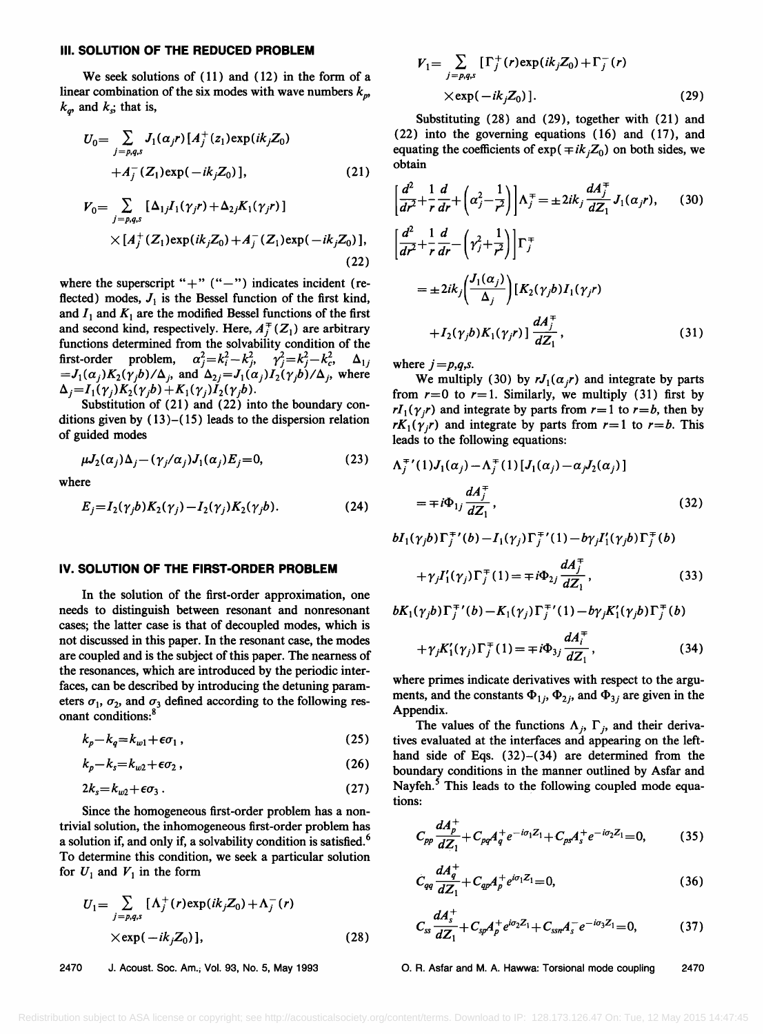## III. SOLUTION OF THE REDUCED PROBLEM

We seek solutions of (11) and (12) in the form of a linear combination of the six modes with wave numbers $k_p$, $k_q$, and $k_s$; that is,

$$U_0 = \sum_{j=p,q,s} J_1(\alpha_j r)[A_j^+(z_1)\exp(ik_j Z_0) + A_j^-(Z_1)\exp(-ik_j Z_0)], \tag{21}$$

$$V_0 = \sum_{j=p,q,s} [\Delta_{1j} I_1(\gamma_j r) + \Delta_{2j} K_1(\gamma_j r)] \times [A_j^+(Z_1)\exp(ik_j Z_0) + A_j^-(Z_1)\exp(-ik_j Z_0)], \tag{22}$$

where the superscript "+" ("−") indicates incident (reflected) modes, $J_1$ is the Bessel function of the first kind, and $I_1$ and $K_1$ are the modified Bessel functions of the first and second kind, respectively. Here, $A_j^{\mp}(Z_1)$ are arbitrary functions determined from the solvability condition of the first-order problem, $\alpha_j^2 = k_i^2 - k_j^2$, $\gamma_j^2 = k_j^2 - k_c^2$, $\Delta_{1j} = J_1(\alpha_j)K_2(\gamma_j b)/\Delta_j$, and $\Delta_{2j} = J_1(\alpha_j)I_2(\gamma_j b)/\Delta_j$, where $\Delta_j = I_1(\gamma_j)K_2(\gamma_j b) + K_1(\gamma_j)I_2(\gamma_j b)$.

Substitution of (21) and (22) into the boundary conditions given by (13)–(15) leads to the dispersion relation of guided modes

$$\mu J_2(\alpha_j)\Delta_j - (\gamma_j/\alpha_j)J_1(\alpha_j)E_j = 0, \tag{23}$$

where

$$E_j = I_2(\gamma_j b)K_2(\gamma_j) - I_2(\gamma_j)K_2(\gamma_j b). \tag{24}$$

## IV. SOLUTION OF THE FIRST-ORDER PROBLEM

In the solution of the first-order approximation, one needs to distinguish between resonant and nonresonant cases; the latter case is that of decoupled modes, which is not discussed in this paper. In the resonant case, the modes are coupled and is the subject of this paper. The nearness of the resonances, which are introduced by the periodic interfaces, can be described by introducing the detuning parameters $\sigma_1$, $\sigma_2$, and $\sigma_3$ defined according to the following resonant conditions:[8]

$$k_p - k_q = k_{w1} + \epsilon\sigma_1, \tag{25}$$

$$k_p - k_s = k_{w2} + \epsilon\sigma_2, \tag{26}$$

$$2k_s = k_{w2} + \epsilon\sigma_3. \tag{27}$$

Since the homogeneous first-order problem has a nontrivial solution, the inhomogeneous first-order problem has a solution if, and only if, a solvability condition is satisfied.[6] To determine this condition, we seek a particular solution for $U_1$ and $V_1$ in the form

$$U_1 = \sum_{j=p,q,s} [\Lambda_j^+(r)\exp(ik_j Z_0) + \Lambda_j^-(r)\exp(-ik_j Z_0)], \tag{28}$$

$$V_1 = \sum_{j=p,q,s} [\Gamma_j^+(r)\exp(ik_j Z_0) + \Gamma_j^-(r)\exp(-ik_j Z_0)]. \tag{29}$$

Substituting (28) and (29), together with (21) and (22) into the governing equations (16) and (17), and equating the coefficients of $\exp(\mp ik_j Z_0)$ on both sides, we obtain

$$\left[\frac{d^2}{dr^2} + \frac{1}{r}\frac{d}{dr} + \left(\alpha_j^2 - \frac{1}{r^2}\right)\right]\Lambda_j^{\mp} = \pm 2ik_j \frac{dA_j^{\mp}}{dZ_1} J_1(\alpha_j r), \tag{30}$$

$$\left[\frac{d^2}{dr^2} + \frac{1}{r}\frac{d}{dr} - \left(\gamma_j^2 + \frac{1}{r^2}\right)\right]\Gamma_j^{\mp} = \pm 2ik_j\left(\frac{J_1(\alpha_j)}{\Delta_j}\right)[K_2(\gamma_j b)I_1(\gamma_j r) + I_2(\gamma_j b)K_1(\gamma_j r)]\frac{dA_j^{\mp}}{dZ_1}, \tag{31}$$

where $j = p,q,s$.

We multiply (30) by $rJ_1(\alpha_j r)$ and integrate by parts from $r=0$ to $r=1$. Similarly, we multiply (31) first by $rI_1(\gamma_j r)$ and integrate by parts from $r=1$ to $r=b$, then by $rK_1(\gamma_j r)$ and integrate by parts from $r=1$ to $r=b$. This leads to the following equations:

$$\Lambda_j^{\mp\prime}(1)J_1(\alpha_j) - \Lambda_j^{\mp}(1)[J_1(\alpha_j) - \alpha_j J_2(\alpha_j)] = \mp i\Phi_{1j}\frac{dA_j^{\mp}}{dZ_1}, \tag{32}$$

$$bI_1(\gamma_j b)\Gamma_j^{\mp\prime}(b) - I_1(\gamma_j)\Gamma_j^{\mp\prime}(1) - b\gamma_j I_1'(\gamma_j b)\Gamma_j^{\mp}(b) + \gamma_j I_1'(\gamma_j)\Gamma_j^{\mp}(1) = \mp i\Phi_{2j}\frac{dA_j^{\mp}}{dZ_1}, \tag{33}$$

$$bK_1(\gamma_j b)\Gamma_j^{\mp\prime}(b) - K_1(\gamma_j)\Gamma_j^{\mp\prime}(1) - b\gamma_j K_1'(\gamma_j b)\Gamma_j^{\mp}(b) + \gamma_j K_1'(\gamma_j)\Gamma_j^{\mp}(1) = \mp i\Phi_{3j}\frac{dA_i^{\mp}}{dZ_1}, \tag{34}$$

where primes indicate derivatives with respect to the arguments, and the constants $\Phi_{1j}$, $\Phi_{2j}$, and $\Phi_{3j}$ are given in the Appendix.

The values of the functions $\Lambda_j$, $\Gamma_j$, and their derivatives evaluated at the interfaces and appearing on the left-hand side of Eqs. (32)–(34) are determined from the boundary conditions in the manner outlined by Asfar and Nayfeh.[5] This leads to the following coupled mode equations:

$$C_{pp}\frac{dA_p^+}{dZ_1} + C_{pq}A_q^+ e^{-i\sigma_1 Z_1} + C_{ps}A_s^+ e^{-i\sigma_2 Z_1} = 0, \tag{35}$$

$$C_{qq}\frac{dA_q^+}{dZ_1} + C_{qp}A_p^+ e^{i\sigma_1 Z_1} = 0, \tag{36}$$

$$C_{ss}\frac{dA_s^+}{dZ_1} + C_{sp}A_p^+ e^{i\sigma_2 Z_1} + C_{ssn}A_s^- e^{-i\sigma_3 Z_1} = 0, \tag{37}$$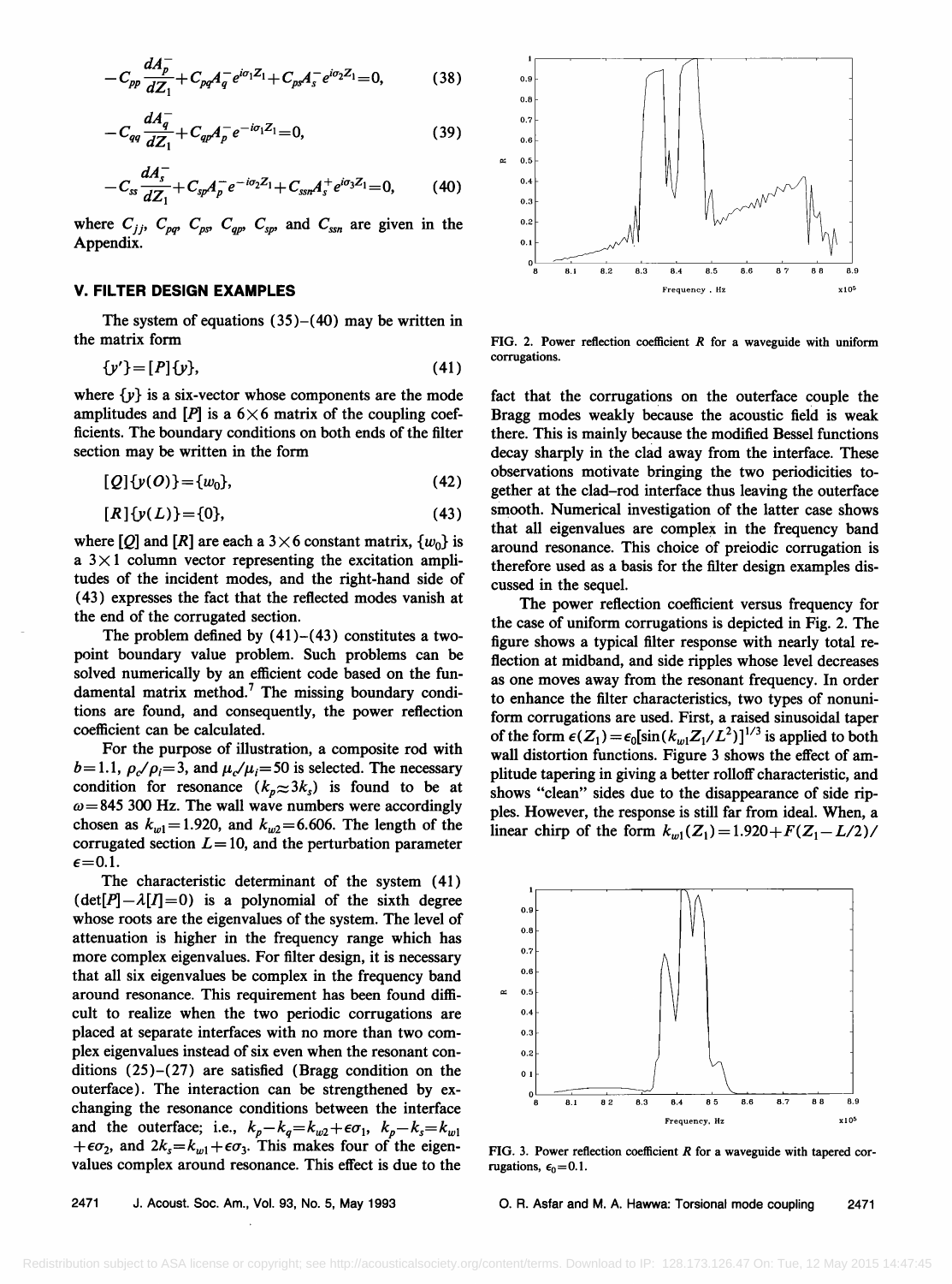$$-C_{pp}\frac{dA_p^-}{dZ_1}+C_{pq}A_q^- e^{i\sigma_1 Z_1}+C_{ps}A_s^- e^{i\sigma_2 Z_1}=0, \tag{38}$$

$$-C_{qq}\frac{dA_q^-}{dZ_1}+C_{qp}A_p^- e^{-i\sigma_1 Z_1}=0, \tag{39}$$

$$-C_{ss}\frac{dA_s^-}{dZ_1}+C_{sp}A_p^- e^{-i\sigma_2 Z_1}+C_{ssn}A_s^+ e^{i\sigma_3 Z_1}=0, \tag{40}$$

where $C_{jj}$, $C_{pq}$, $C_{ps}$, $C_{qp}$, $C_{sp}$, and $C_{ssn}$ are given in the Appendix.

## V. FILTER DESIGN EXAMPLES

The system of equations (35)–(40) may be written in the matrix form

$$\{y'\}=[P]\{y\}, \tag{41}$$

where $\{y\}$ is a six-vector whose components are the mode amplitudes and $[P]$ is a $6\times 6$ matrix of the coupling coefficients. The boundary conditions on both ends of the filter section may be written in the form

$$[Q]\{y(O)\}=\{w_0\}, \tag{42}$$

$$[R]\{y(L)\}=\{0\}, \tag{43}$$

where $[Q]$ and $[R]$ are each a $3\times 6$ constant matrix, $\{w_0\}$ is a $3\times 1$ column vector representing the excitation amplitudes of the incident modes, and the right-hand side of (43) expresses the fact that the reflected modes vanish at the end of the corrugated section.

The problem defined by (41)–(43) constitutes a two-point boundary value problem. Such problems can be solved numerically by an efficient code based on the fundamental matrix method.[7] The missing boundary conditions are found, and consequently, the power reflection coefficient can be calculated.

For the purpose of illustration, a composite rod with $b=1.1$, $\rho_c/\rho_i=3$, and $\mu_c/\mu_i=50$ is selected. The necessary condition for resonance ($k_p\approx 3k_s$) is found to be at $\omega=845\,300$ Hz. The wall wave numbers were accordingly chosen as $k_{w1}=1.920$, and $k_{w2}=6.606$. The length of the corrugated section $L=10$, and the perturbation parameter $\epsilon=0.1$.

The characteristic determinant of the system (41) $(\det[P]-\lambda[I]=0)$ is a polynomial of the sixth degree whose roots are the eigenvalues of the system. The level of attenuation is higher in the frequency range which has more complex eigenvalues. For filter design, it is necessary that all six eigenvalues be complex in the frequency band around resonance. This requirement has been found difficult to realize when the two periodic corrugations are placed at separate interfaces with no more than two complex eigenvalues instead of six even when the resonant conditions (25)–(27) are satisfied (Bragg condition on the outerface). The interaction can be strengthened by exchanging the resonance conditions between the interface and the outerface; i.e., $k_p-k_q=k_{w2}+\epsilon\sigma_1$, $k_p-k_s=k_{w1}+\epsilon\sigma_2$, and $2k_s=k_{w1}+\epsilon\sigma_3$. This makes four of the eigenvalues complex around resonance. This effect is due to the fact that the corrugations on the outerface couple the Bragg modes weakly because the acoustic field is weak there. This is mainly because the modified Bessel functions decay sharply in the clad away from the interface. These observations motivate bringing the two periodicities together at the clad–rod interface thus leaving the outerface smooth. Numerical investigation of the latter case shows that all eigenvalues are complex in the frequency band around resonance. This choice of preiodic corrugation is therefore used as a basis for the filter design examples discussed in the sequel.

FIG. 2. Power reflection coefficient $R$ for a waveguide with uniform corrugations.

The power reflection coefficient versus frequency for the case of uniform corrugations is depicted in Fig. 2. The figure shows a typical filter response with nearly total reflection at midband, and side ripples whose level decreases as one moves away from the resonant frequency. In order to enhance the filter characteristics, two types of nonuniform corrugations are used. First, a raised sinusoidal taper of the form $\epsilon(Z_1)=\epsilon_0[\sin(k_{w1}Z_1/L^2)]^{1/3}$ is applied to both wall distortion functions. Figure 3 shows the effect of amplitude tapering in giving a better rolloff characteristic, and shows "clean" sides due to the disappearance of side ripples. However, the response is still far from ideal. When, a linear chirp of the form $k_{w1}(Z_1)=1.920+F(Z_1-L/2)/$

FIG. 3. Power reflection coefficient $R$ for a waveguide with tapered corrugations, $\epsilon_0=0.1$.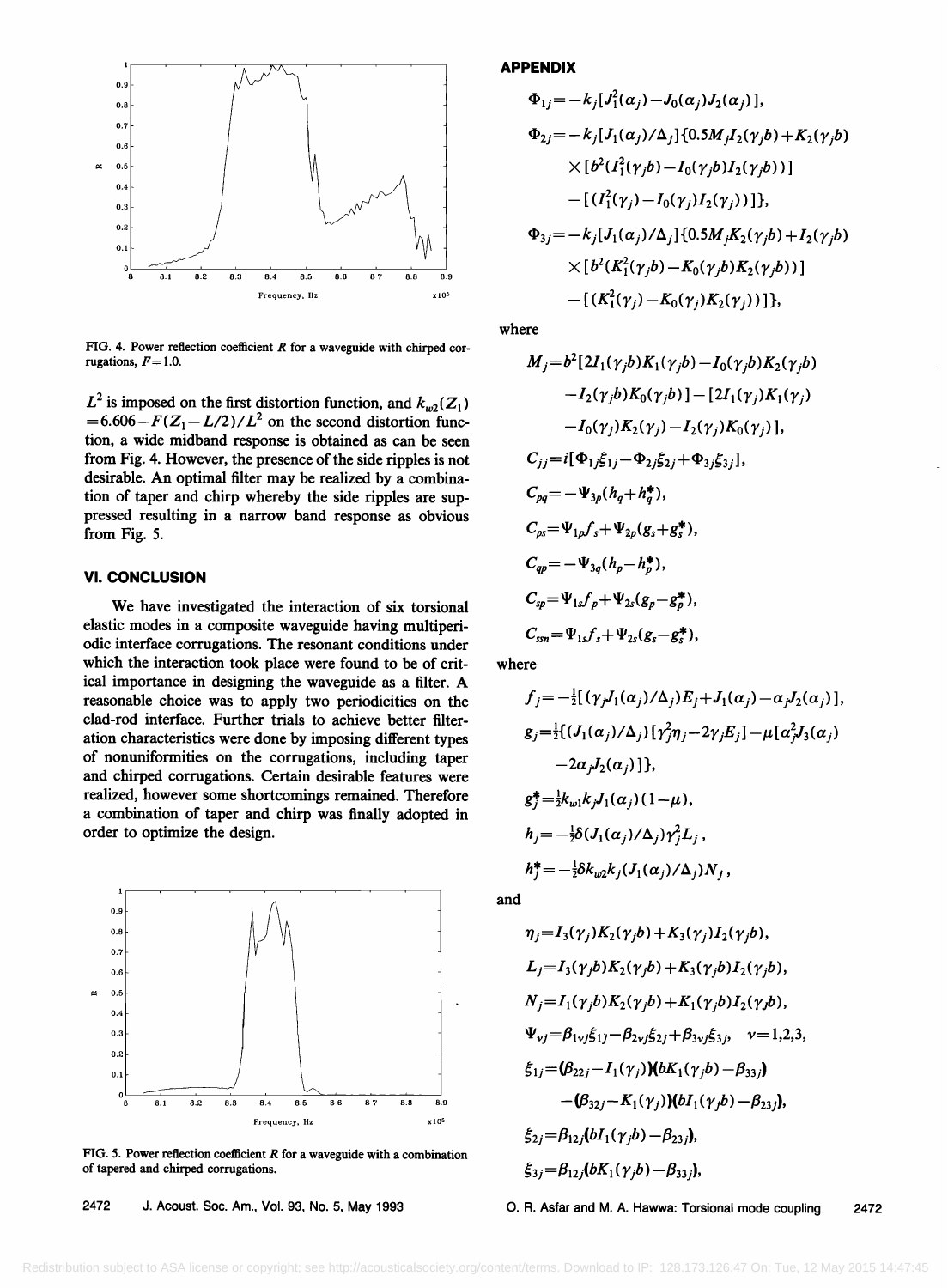FIG. 4. Power reflection coefficient $R$ for a waveguide with chirped corrugations, $F=1.0$.

$L^2$ is imposed on the first distortion function, and $k_{w2}(Z_1) = 6.606 - F(Z_1 - L/2)/L^2$ on the second distortion function, a wide midband response is obtained as can be seen from Fig. 4. However, the presence of the side ripples is not desirable. An optimal filter may be realized by a combination of taper and chirp whereby the side ripples are suppressed resulting in a narrow band response as obvious from Fig. 5.

## VI. CONCLUSION

We have investigated the interaction of six torsional elastic modes in a composite waveguide having multiperiodic interface corrugations. The resonant conditions under which the interaction took place were found to be of critical importance in designing the waveguide as a filter. A reasonable choice was to apply two periodicities on the clad-rod interface. Further trials to achieve better filteration characteristics were done by imposing different types of nonuniformities on the corrugations, including taper and chirped corrugations. Certain desirable features were realized, however some shortcomings remained. Therefore a combination of taper and chirp was finally adopted in order to optimize the design.

FIG. 5. Power reflection coefficient $R$ for a waveguide with a combination of tapered and chirped corrugations.

## APPENDIX

$$\Phi_{1j} = -k_j[J_1^2(\alpha_j) - J_0(\alpha_j)J_2(\alpha_j)],$$

$$\Phi_{2j} = -k_j[J_1(\alpha_j)/\Delta_j]\{0.5M_jI_2(\gamma_jb) + K_2(\gamma_jb) \times [b^2(I_1^2(\gamma_jb) - I_0(\gamma_jb)I_2(\gamma_jb))] - [(I_1^2(\gamma_j) - I_0(\gamma_j)I_2(\gamma_j))]\},$$

$$\Phi_{3j} = -k_j[J_1(\alpha_j)/\Delta_j]\{0.5M_jK_2(\gamma_jb) + I_2(\gamma_jb) \times [b^2(K_1^2(\gamma_jb) - K_0(\gamma_jb)K_2(\gamma_jb))] - [(K_1^2(\gamma_j) - K_0(\gamma_j)K_2(\gamma_j))]\},$$

where

$$M_j = b^2[2I_1(\gamma_jb)K_1(\gamma_jb) - I_0(\gamma_jb)K_2(\gamma_jb) - I_2(\gamma_jb)K_0(\gamma_jb)] - [2I_1(\gamma_j)K_1(\gamma_j) - I_0(\gamma_j)K_2(\gamma_j) - I_2(\gamma_j)K_0(\gamma_j)],$$

$$C_{jj} = i[\Phi_{1j}\xi_{1j} - \Phi_{2j}\xi_{2j} + \Phi_{3j}\xi_{3j}],$$

$$C_{pq} = -\Psi_{3p}(h_q + h_q^*),$$

$$C_{ps} = \Psi_{1p}f_s + \Psi_{2p}(g_s + g_s^*),$$

$$C_{qp} = -\Psi_{3q}(h_p - h_p^*),$$

$$C_{sp} = \Psi_{1s}f_p + \Psi_{2s}(g_p - g_p^*),$$

$$C_{ssn} = \Psi_{1s}f_s + \Psi_{2s}(g_s - g_s^*),$$

where

$$f_j = -\tfrac{1}{2}[(\gamma_jJ_1(\alpha_j)/\Delta_j)E_j + J_1(\alpha_j) - \alpha_jJ_2(\alpha_j)],$$

$$g_j = \tfrac{1}{2}\{(J_1(\alpha_j)/\Delta_j)[\gamma_j^2\eta_j - 2\gamma_jE_j] - \mu[\alpha_j^2J_3(\alpha_j) - 2\alpha_jJ_2(\alpha_j)]\},$$

$$g_j^* = \tfrac{1}{2}k_{w1}k_jJ_1(\alpha_j)(1-\mu),$$

$$h_j = -\tfrac{1}{2}\delta(J_1(\alpha_j)/\Delta_j)\gamma_j^2L_j,$$

$$h_j^* = -\tfrac{1}{2}\delta k_{w2}k_j(J_1(\alpha_j)/\Delta_j)N_j,$$

and

$$\eta_j = I_3(\gamma_j)K_2(\gamma_jb) + K_3(\gamma_j)I_2(\gamma_jb),$$

$$L_j = I_3(\gamma_jb)K_2(\gamma_jb) + K_3(\gamma_jb)I_2(\gamma_jb),$$

$$N_j = I_1(\gamma_jb)K_2(\gamma_jb) + K_1(\gamma_jb)I_2(\gamma_jb),$$

$$\Psi_{\nu j} = \beta_{1\nu j}\xi_{1j} - \beta_{2\nu j}\xi_{2j} + \beta_{3\nu j}\xi_{3j}, \quad \nu = 1,2,3,$$

$$\xi_{1j} = (\beta_{22j} - I_1(\gamma_j))(bK_1(\gamma_jb) - \beta_{33j}) - (\beta_{32j} - K_1(\gamma_j))(bI_1(\gamma_jb) - \beta_{23j}),$$

$$\xi_{2j} = \beta_{12j}(bI_1(\gamma_jb) - \beta_{23j}),$$

$$\xi_{3j} = \beta_{12j}(bK_1(\gamma_jb) - \beta_{33j}),$$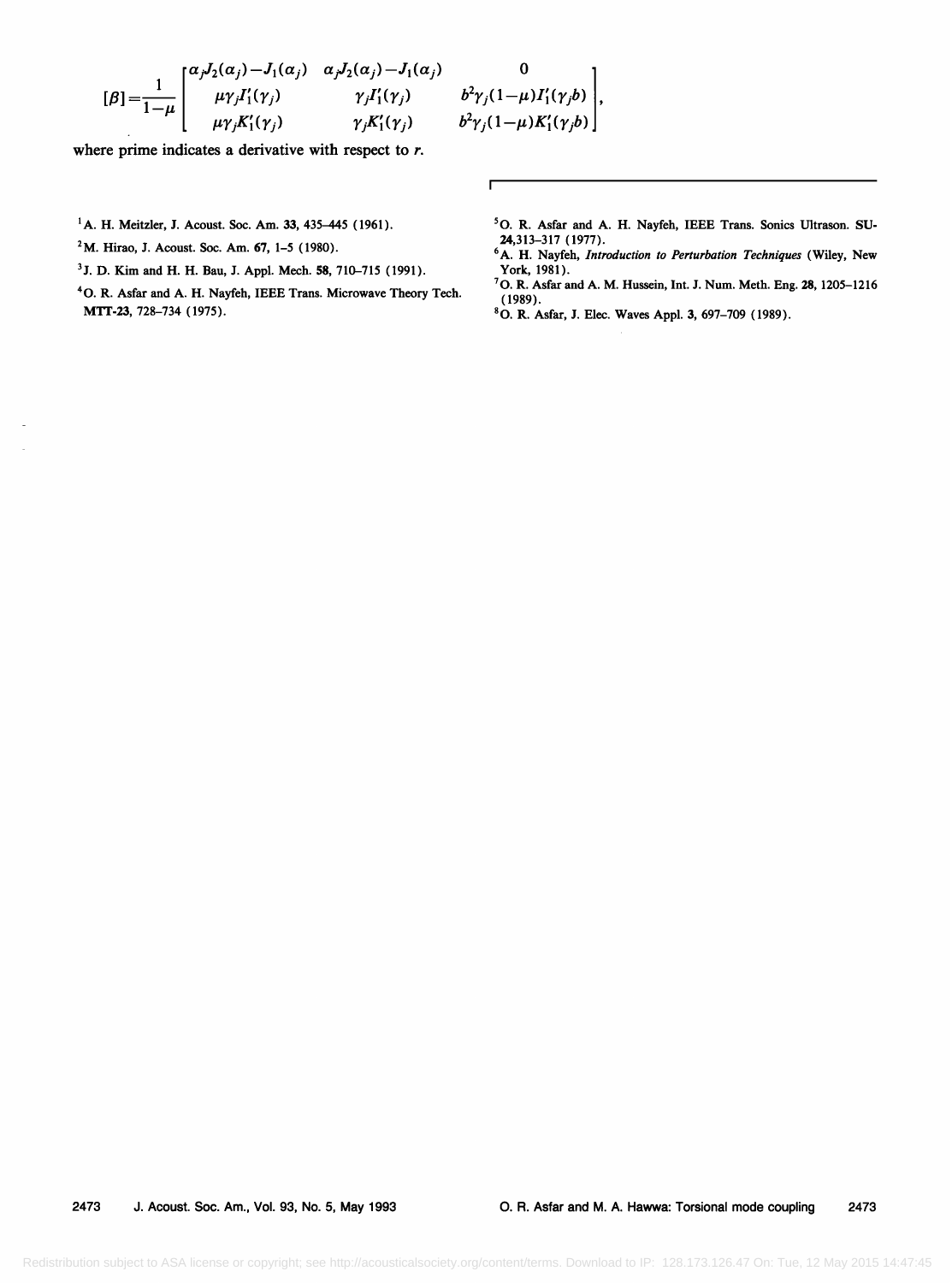$$[\beta]=\frac{1}{1-\mu}\begin{bmatrix}\alpha_j J_2(\alpha_j)-J_1(\alpha_j) & \alpha_j J_2(\alpha_j)-J_1(\alpha_j) & 0\\ \mu\gamma_j I_1'(\gamma_j) & \gamma_j I_1'(\gamma_j) & b^2\gamma_j(1-\mu)I_1'(\gamma_j b)\\ \mu\gamma_j K_1'(\gamma_j) & \gamma_j K_1'(\gamma_j) & b^2\gamma_j(1-\mu)K_1'(\gamma_j b)\end{bmatrix},$$

where prime indicates a derivative with respect to $r$.

[1] A. H. Meitzler, J. Acoust. Soc. Am. **33**, 435–445 (1961).

[2] M. Hirao, J. Acoust. Soc. Am. **67**, 1–5 (1980).

[3] J. D. Kim and H. H. Bau, J. Appl. Mech. **58**, 710–715 (1991).

[4] O. R. Asfar and A. H. Nayfeh, IEEE Trans. Microwave Theory Tech. **MTT-23**, 728–734 (1975).

[5] O. R. Asfar and A. H. Nayfeh, IEEE Trans. Sonics Ultrason. **SU-24**,313–317 (1977).

[6] A. H. Nayfeh, *Introduction to Perturbation Techniques* (Wiley, New York, 1981).

[7] O. R. Asfar and A. M. Hussein, Int. J. Num. Meth. Eng. **28**, 1205–1216 (1989).

[8] O. R. Asfar, J. Elec. Waves Appl. **3**, 697–709 (1989).